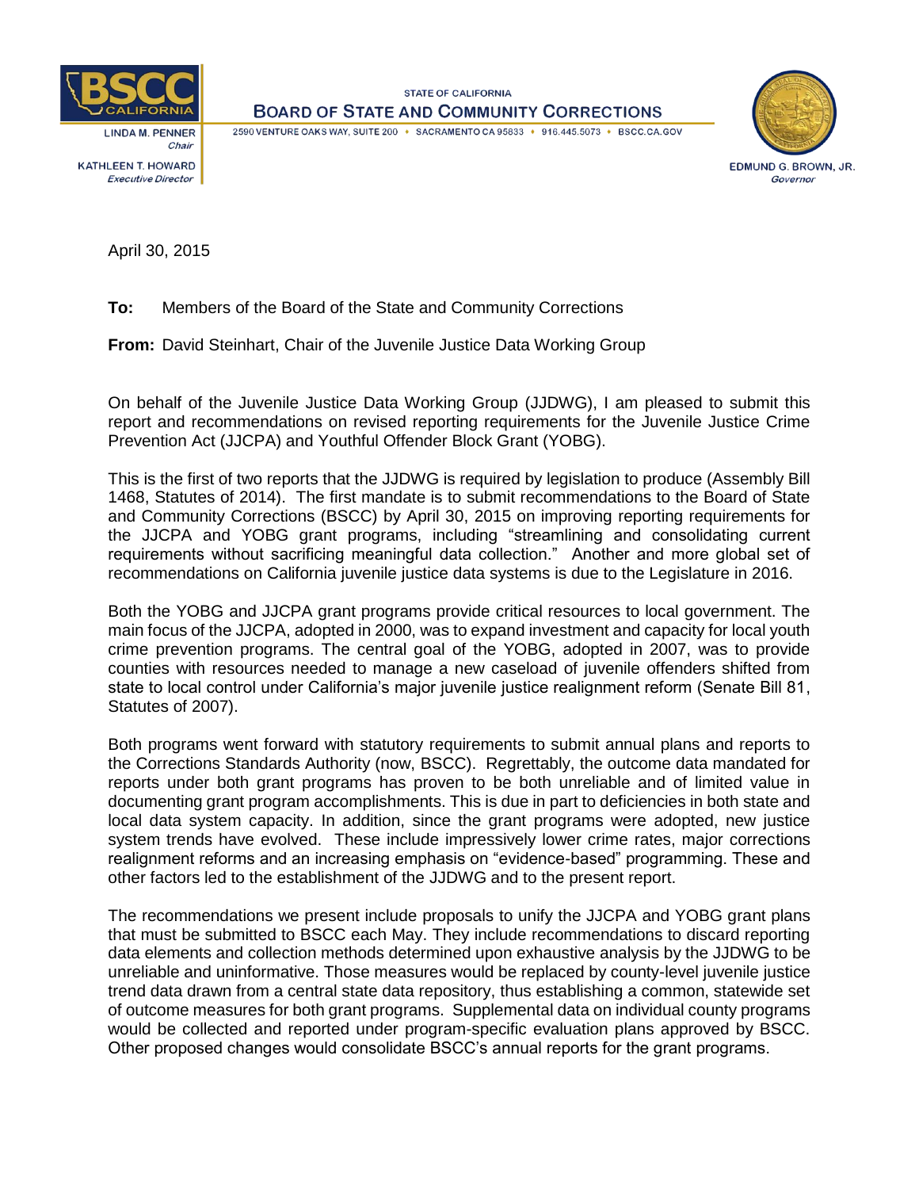STATE OF CALIFORNIA

**BOARD OF STATE AND COMMUNITY CORRECTIONS**

2590 VENTURE OAKS WAY, SUITE 200 • SACRAMENTO CA 95833 • 916.445.5073 • BSCC.CA.GOV

LINDA M. PENNER
*Chair*

KATHLEEN T. HOWARD
*Executive Director*

EDMUND G. BROWN, JR.
*Governor*

April 30, 2015

**To:** Members of the Board of the State and Community Corrections

**From:** David Steinhart, Chair of the Juvenile Justice Data Working Group

On behalf of the Juvenile Justice Data Working Group (JJDWG), I am pleased to submit this report and recommendations on revised reporting requirements for the Juvenile Justice Crime Prevention Act (JJCPA) and Youthful Offender Block Grant (YOBG).

This is the first of two reports that the JJDWG is required by legislation to produce (Assembly Bill 1468, Statutes of 2014). The first mandate is to submit recommendations to the Board of State and Community Corrections (BSCC) by April 30, 2015 on improving reporting requirements for the JJCPA and YOBG grant programs, including "streamlining and consolidating current requirements without sacrificing meaningful data collection." Another and more global set of recommendations on California juvenile justice data systems is due to the Legislature in 2016.

Both the YOBG and JJCPA grant programs provide critical resources to local government. The main focus of the JJCPA, adopted in 2000, was to expand investment and capacity for local youth crime prevention programs. The central goal of the YOBG, adopted in 2007, was to provide counties with resources needed to manage a new caseload of juvenile offenders shifted from state to local control under California's major juvenile justice realignment reform (Senate Bill 81, Statutes of 2007).

Both programs went forward with statutory requirements to submit annual plans and reports to the Corrections Standards Authority (now, BSCC). Regrettably, the outcome data mandated for reports under both grant programs has proven to be both unreliable and of limited value in documenting grant program accomplishments. This is due in part to deficiencies in both state and local data system capacity. In addition, since the grant programs were adopted, new justice system trends have evolved. These include impressively lower crime rates, major corrections realignment reforms and an increasing emphasis on "evidence-based" programming. These and other factors led to the establishment of the JJDWG and to the present report.

The recommendations we present include proposals to unify the JJCPA and YOBG grant plans that must be submitted to BSCC each May. They include recommendations to discard reporting data elements and collection methods determined upon exhaustive analysis by the JJDWG to be unreliable and uninformative. Those measures would be replaced by county-level juvenile justice trend data drawn from a central state data repository, thus establishing a common, statewide set of outcome measures for both grant programs. Supplemental data on individual county programs would be collected and reported under program-specific evaluation plans approved by BSCC. Other proposed changes would consolidate BSCC's annual reports for the grant programs.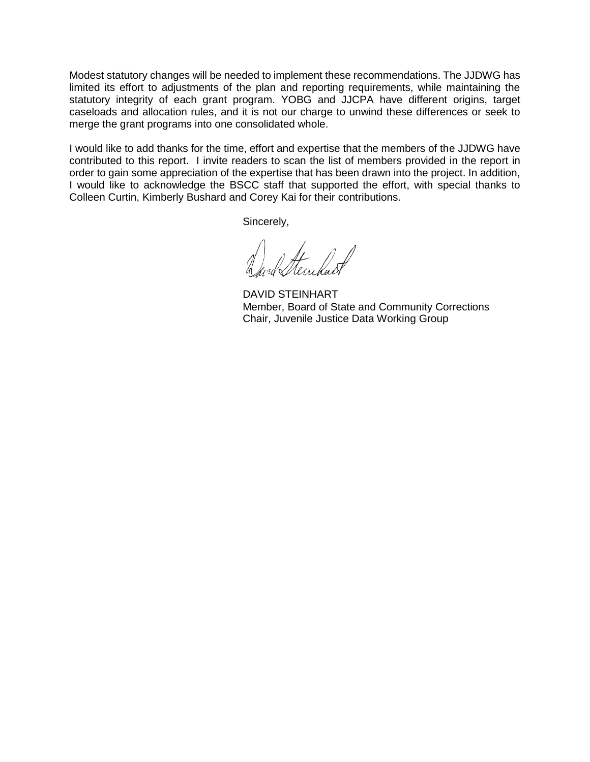Modest statutory changes will be needed to implement these recommendations. The JJDWG has limited its effort to adjustments of the plan and reporting requirements, while maintaining the statutory integrity of each grant program. YOBG and JJCPA have different origins, target caseloads and allocation rules, and it is not our charge to unwind these differences or seek to merge the grant programs into one consolidated whole.

I would like to add thanks for the time, effort and expertise that the members of the JJDWG have contributed to this report. I invite readers to scan the list of members provided in the report in order to gain some appreciation of the expertise that has been drawn into the project. In addition, I would like to acknowledge the BSCC staff that supported the effort, with special thanks to Colleen Curtin, Kimberly Bushard and Corey Kai for their contributions.

Sincerely,

DAVID STEINHART
Member, Board of State and Community Corrections
Chair, Juvenile Justice Data Working Group